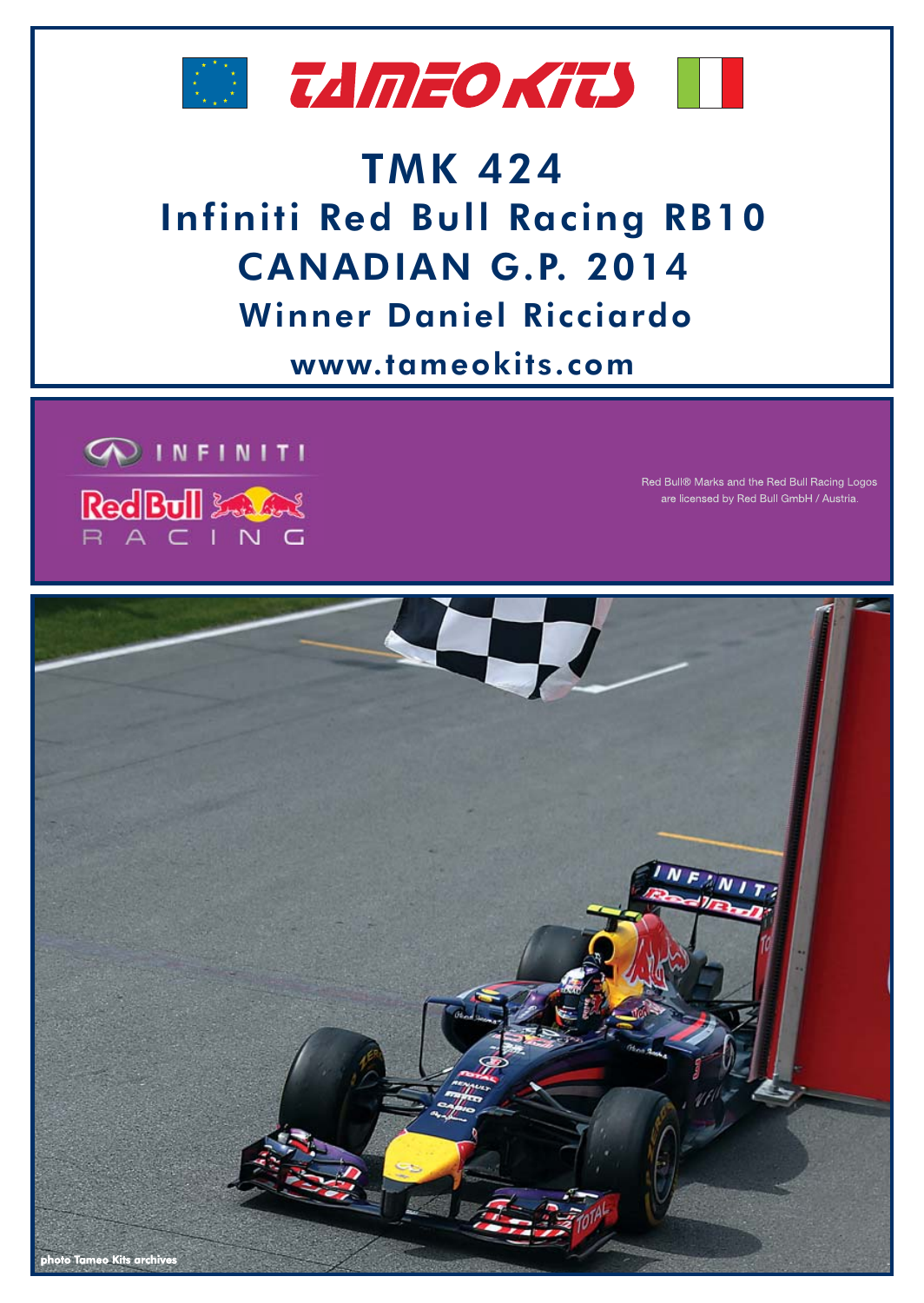# TAMEO KITS

## TMK 424
## Infiniti Red Bull Racing RB10
## CANADIAN G.P. 2014
### Winner Daniel Ricciardo

www.tameokits.com

INFINITI

Red Bull RACING

Red Bull® Marks and the Red Bull Racing Logos are licensed by Red Bull GmbH / Austria.

photo Tameo Kits archives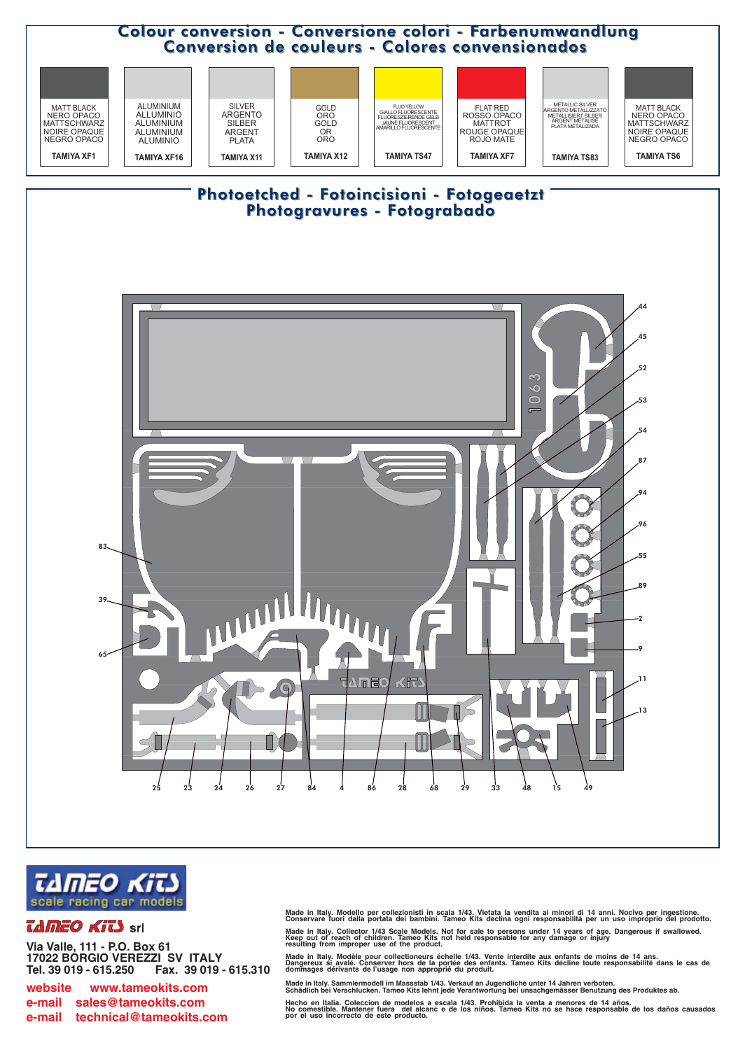# Colour conversion - Conversione colori - Farbenumwandlung
# Conversion de couleurs - Colores convensionados

| MATT BLACK NERO OPACO MATTSCHWARZ NOIRE OPAQUE NEGRO OPACO | ALUMINIUM ALLUMINIO ALUMINIUM ALUMINIUM ALUMINIO | SILVER ARGENTO SILBER ARGENT PLATA | GOLD ORO GOLD OR ORO | FLUO YELLOW GIALLO FLUORESCENTE FLUORESZIERENDE GELB JAUNE FLUORESCENT AMARILLO FLUORESCENTE | FLAT RED ROSSO OPACO MATTROT ROUGE OPAQUE ROJO MATE | METALLIC SILVER ARGENTO METALLIZZATO METALLISIERT SILBER ARGENT MÉTALISÉ PLATA METALIZADA | MATT BLACK NERO OPACO MATTSCHWARZ NOIRE OPAQUE NEGRO OPACO |
|---|---|---|---|---|---|---|---|
| TAMIYA XF1 | TAMIYA XF16 | TAMIYA X11 | TAMIYA X12 | TAMIYA TS47 | TAMIYA XF7 | TAMIYA TS83 | TAMIYA TS6 |

# Photoetched - Fotoincisioni - Fotogeaetzt
# Photogravures - Fotograbado

1063

TAMEO KITS

44, 45, 52, 53, 54, 87, 94, 96, 55, 89, 2, 9, 11, 13, 83, 39, 65, 25, 23, 24, 26, 27, 84, 4, 86, 28, 68, 29, 33, 48, 15, 49

TAMEO KITS scale racing car models

**TAMEO KITS srl**

**Via Valle, 111 - P.O. Box 61**
**17022 BORGIO VEREZZI SV ITALY**
**Tel. 39 019 - 615.250 Fax. 39 019 - 615.310**

**website** www.tameokits.com
**e-mail** sales@tameokits.com
**e-mail** technical@tameokits.com

**Made in Italy. Modello per collezionisti in scala 1/43. Vietata la vendita ai minori di 14 anni. Nocivo per ingestione. Conservare fuori dalla portata dei bambini. Tameo Kits declina ogni responsabilità per un uso improprio del prodotto.**

**Made in Italy. Collector 1/43 Scale Models. Not for sale to persons under 14 years of age. Dangerous if swallowed. Keep out of reach of children. Tameo Kits not held responsable for any damage or injury resulting from improper use of the product.**

**Made in Italy. Modèle pour collectioneurs échelle 1/43. Vente interdite aux enfants de moins de 14 ans. Dangereux si avalé. Conserver hors de la portée des enfants. Tameo Kits décline toute responsabilité dans le cas de dommages dérivants de l'usage non approprié du produit.**

**Made in Italy. Sammlermodell im Massstab 1/43. Verkauf an Jugendliche unter 14 Jahren verboten. Schädlich bei Verschlucken. Tameo Kits lehnt jede Verantwortung bei unsachgemässer Benutzung des Produktes ab.**

**Hecho en Italia. Coleccion de modelos a escala 1/43. Prohibida la venta a menores de 14 años. No comestible. Mantener fuera del alcanc e de los niños. Tameo Kits no se hace responsable de los daños causados por el uso incorrecto de este producto.**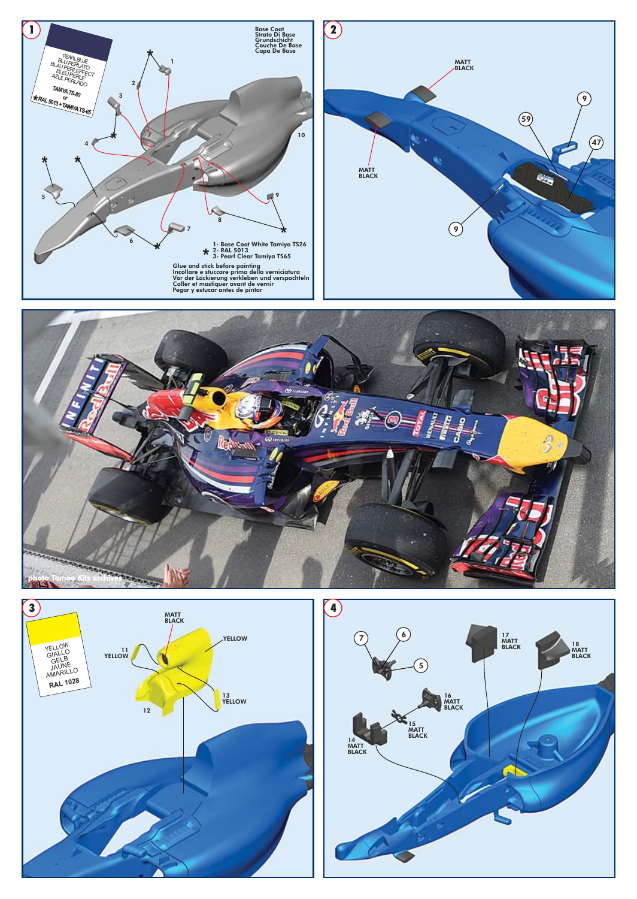## 1

PEARL BLUE
BLU PERLATO
BLAU PERLEFFECT
BLEU PERLE'
AZUL PERLADO

TAMIYA TS-89
or
*RAL 5013 + TAMIYA TS-65

Base Coat
Strato Di Base
Grundschicht
Couche De Base
Capa De Base

1
2
3
4
5
6
7
8
9
10

\* 1- Base Coat White Tamiya TS26
2- RAL 5013
3- Pearl Clear Tamiya TS65

Glue and stick before painting
Incollare e stuccare prima della verniciatura
Vor der Lackierung verkleben und verspachteln
Coller et mastiquer avant de vernir
Pegar y estucar antes de pintar

## 2

MATT BLACK

MATT BLACK

9
59
47
9

photo Tameo Kits archives

## 3

YELLOW
GIALLO
GELB
JAUNE
AMARILLO

RAL 1028

MATT BLACK

11 YELLOW

YELLOW

12

13 YELLOW

## 4

7
6
5

17 MATT BLACK

18 MATT BLACK

16 MATT BLACK

15 MATT BLACK

14 MATT BLACK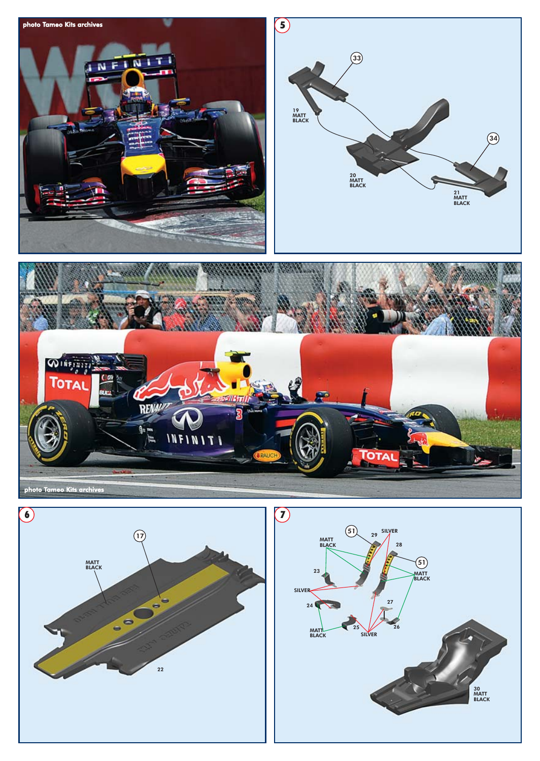photo Tameo Kits archives

## 5

33

19
MATT
BLACK

20
MATT
BLACK

34

21
MATT
BLACK

photo Tameo Kits archives

## 6

17

MATT
BLACK

22

## 7

51

29

SILVER

MATT
BLACK

28

51

MATT
BLACK

23

SILVER

24

27

MATT
BLACK

25

SILVER

26

30
MATT
BLACK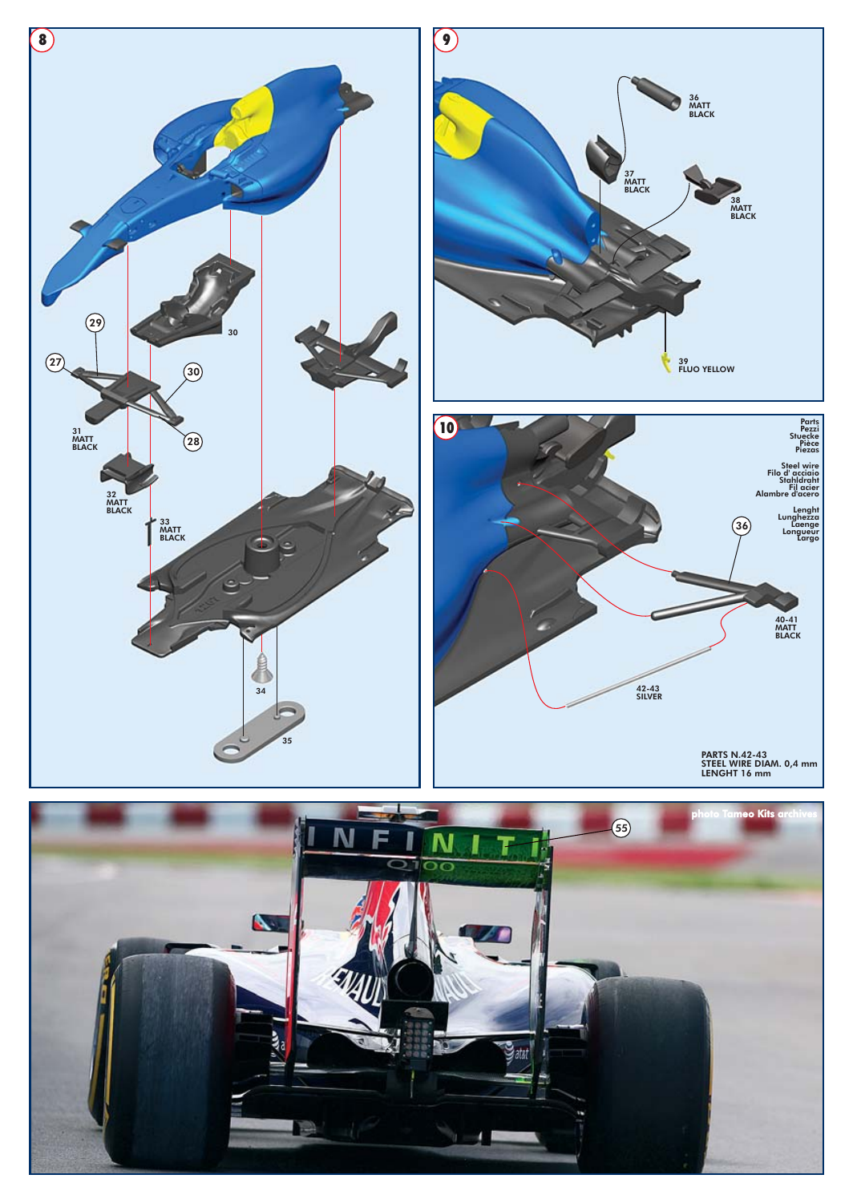## 8

29

27

30

31
MATT
BLACK

28

30

32
MATT
BLACK

33
MATT
BLACK

34

35

## 9

36
MATT
BLACK

37
MATT
BLACK

38
MATT
BLACK

39
FLUO YELLOW

## 10

Parts
Pezzi
Stuecke
Pièce
Piezas

Steel wire
Filo d' acciaio
Stahldraht
Fil acier
Alambre d'acero

Lenght
Lunghezza
Laenge
Longueur
Largo

36

40-41
MATT
BLACK

42-43
SILVER

PARTS N.42-43
STEEL WIRE DIAM. 0,4 mm
LENGHT 16 mm

photo Tameo Kits archives

55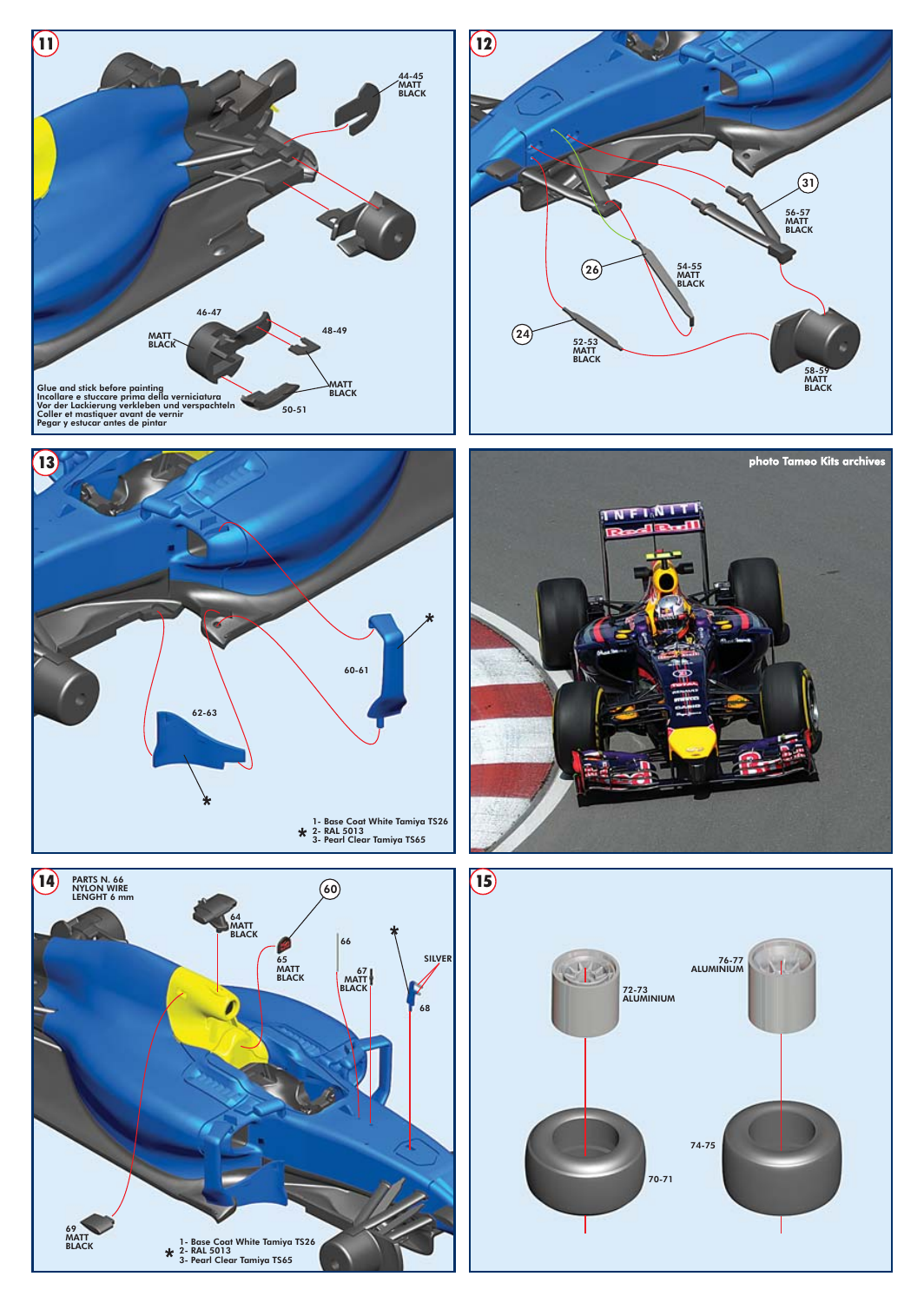## 11

44-45
MATT
BLACK

46-47

MATT
BLACK

48-49

MATT
BLACK

50-51

Glue and stick before painting
Incollare e stuccare prima della verniciatura
Vor der Lackierung verkleben und verspachteln
Coller et mastiquer avant de vernir
Pegar y estucar antes de pintar

## 12

31

56-57
MATT
BLACK

26

54-55
MATT
BLACK

24

52-53
MATT
BLACK

58-59
MATT
BLACK

## 13

60-61

62-63

* 1- Base Coat White Tamiya TS26
2- RAL 5013
3- Pearl Clear Tamiya TS65

photo Tameo Kits archives

## 14

PARTS N. 66
NYLON WIRE
LENGHT 6 mm

60

64
MATT
BLACK

65
MATT
BLACK

66

67
MATT
BLACK

SILVER

68

69
MATT
BLACK

* 1- Base Coat White Tamiya TS26
2- RAL 5013
3- Pearl Clear Tamiya TS65

## 15

72-73
ALUMINIUM

76-77
ALUMINIUM

74-75

70-71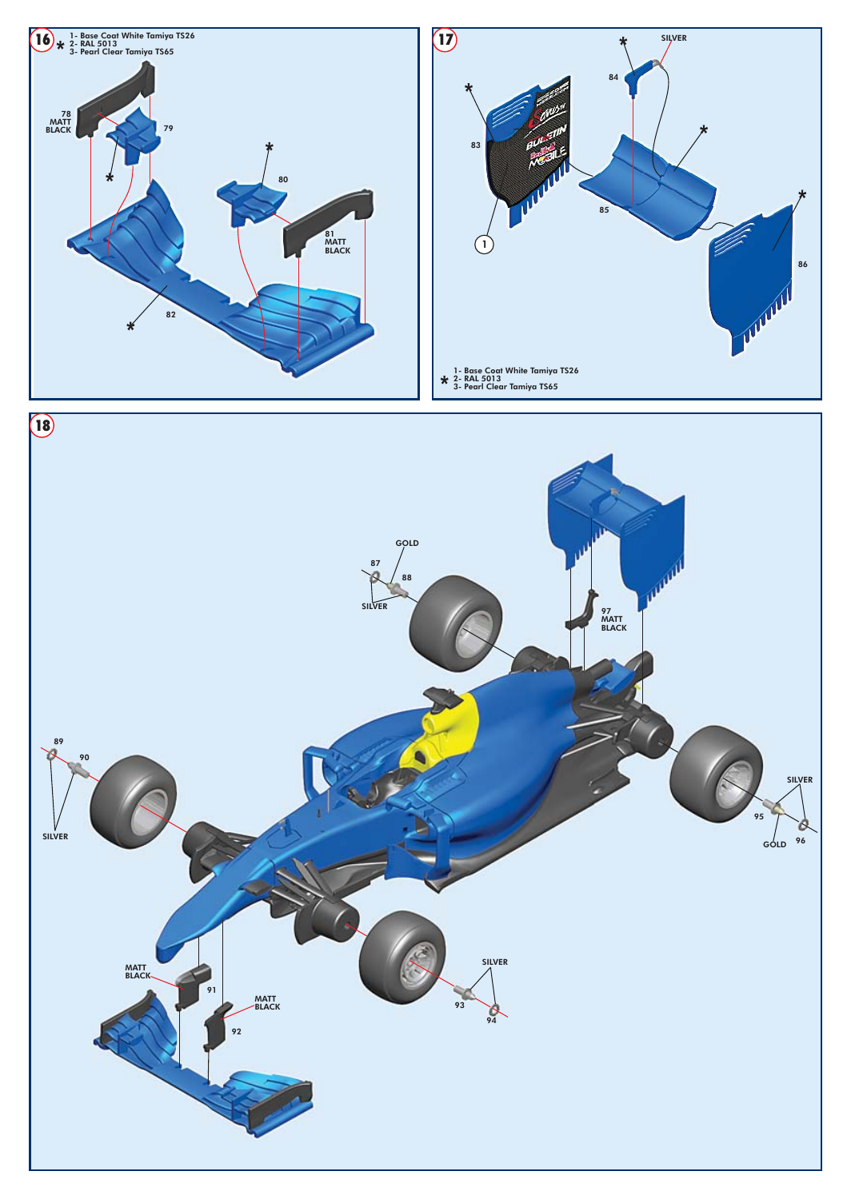## 16

\* 1- Base Coat White Tamiya TS26
2- RAL 5013
3- Pearl Clear Tamiya TS65

78 MATT BLACK

79

\*

80

81 MATT BLACK

82

## 17

\* SILVER

84

83

85

86

1

\* 1- Base Coat White Tamiya TS26
2- RAL 5013
3- Pearl Clear Tamiya TS65

## 18

GOLD

87

88

SILVER

97 MATT BLACK

89

90

SILVER

SILVER

95

GOLD

96

MATT BLACK

91

MATT BLACK

92

SILVER

93

94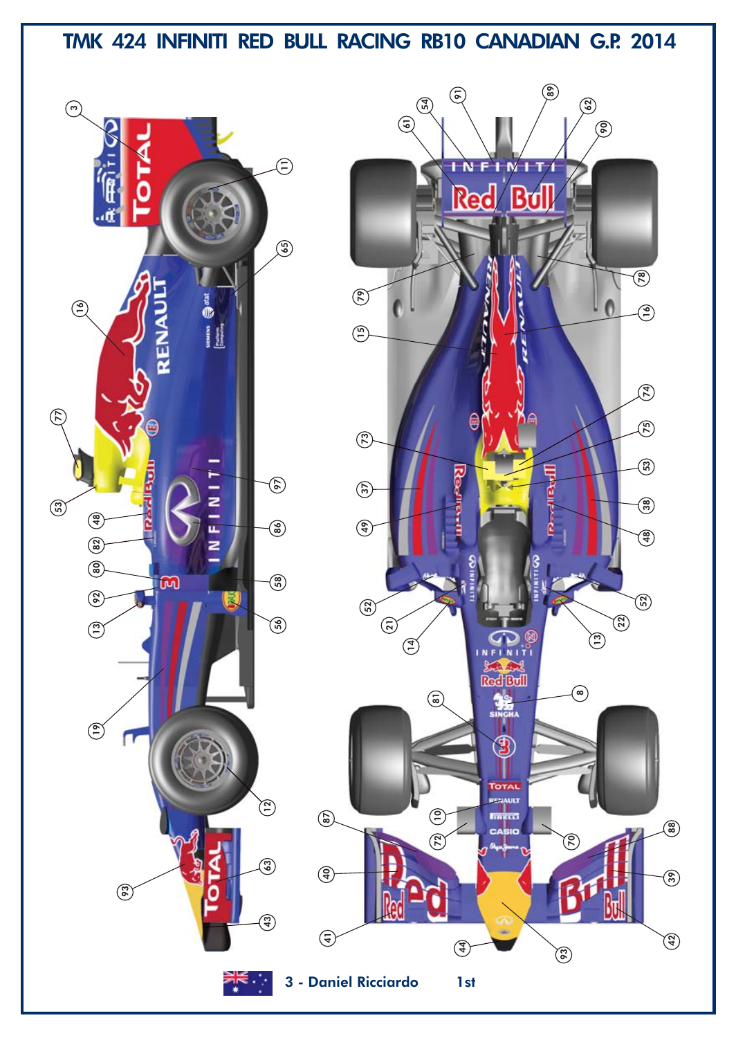# TMK 424 INFINITI RED BULL RACING RB10 CANADIAN G.P. 2014

3 - Daniel Ricciardo 1st